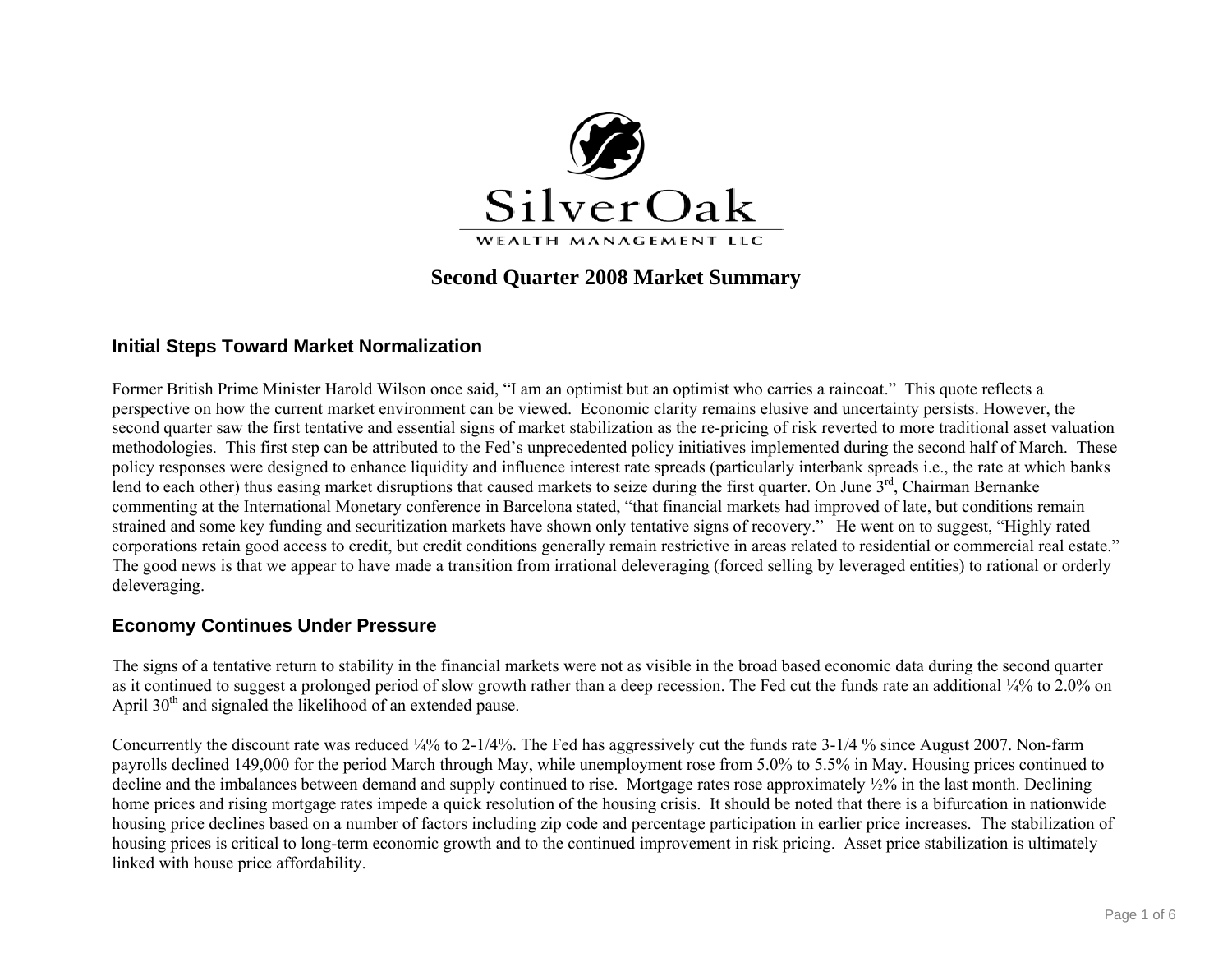SilverOak

WEALTH MANAGEMENT LLC

# Second Quarter 2008 Market Summary

## Initial Steps Toward Market Normalization

Former British Prime Minister Harold Wilson once said, "I am an optimist but an optimist who carries a raincoat." This quote reflects a perspective on how the current market environment can be viewed. Economic clarity remains elusive and uncertainty persists. However, the second quarter saw the first tentative and essential signs of market stabilization as the re-pricing of risk reverted to more traditional asset valuation methodologies. This first step can be attributed to the Fed's unprecedented policy initiatives implemented during the second half of March. These policy responses were designed to enhance liquidity and influence interest rate spreads (particularly interbank spreads i.e., the rate at which banks lend to each other) thus easing market disruptions that caused markets to seize during the first quarter. On June 3rd, Chairman Bernanke commenting at the International Monetary conference in Barcelona stated, "that financial markets had improved of late, but conditions remain strained and some key funding and securitization markets have shown only tentative signs of recovery." He went on to suggest, "Highly rated corporations retain good access to credit, but credit conditions generally remain restrictive in areas related to residential or commercial real estate." The good news is that we appear to have made a transition from irrational deleveraging (forced selling by leveraged entities) to rational or orderly deleveraging.

## Economy Continues Under Pressure

The signs of a tentative return to stability in the financial markets were not as visible in the broad based economic data during the second quarter as it continued to suggest a prolonged period of slow growth rather than a deep recession. The Fed cut the funds rate an additional ¼% to 2.0% on April 30th and signaled the likelihood of an extended pause.

Concurrently the discount rate was reduced ¼% to 2-1/4%. The Fed has aggressively cut the funds rate 3-1/4 % since August 2007. Non-farm payrolls declined 149,000 for the period March through May, while unemployment rose from 5.0% to 5.5% in May. Housing prices continued to decline and the imbalances between demand and supply continued to rise. Mortgage rates rose approximately ½% in the last month. Declining home prices and rising mortgage rates impede a quick resolution of the housing crisis. It should be noted that there is a bifurcation in nationwide housing price declines based on a number of factors including zip code and percentage participation in earlier price increases. The stabilization of housing prices is critical to long-term economic growth and to the continued improvement in risk pricing. Asset price stabilization is ultimately linked with house price affordability.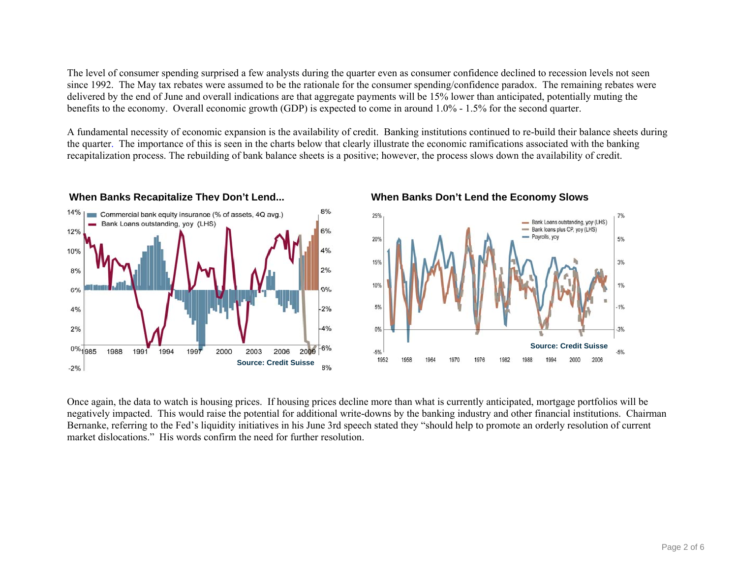The level of consumer spending surprised a few analysts during the quarter even as consumer confidence declined to recession levels not seen since 1992. The May tax rebates were assumed to be the rationale for the consumer spending/confidence paradox. The remaining rebates were delivered by the end of June and overall indications are that aggregate payments will be 15% lower than anticipated, potentially muting the benefits to the economy. Overall economic growth (GDP) is expected to come in around 1.0% - 1.5% for the second quarter.

A fundamental necessity of economic expansion is the availability of credit. Banking institutions continued to re-build their balance sheets during the quarter. The importance of this is seen in the charts below that clearly illustrate the economic ramifications associated with the banking recapitalization process. The rebuilding of bank balance sheets is a positive; however, the process slows down the availability of credit.

**When Banks Recapitalize They Don't Lend...**

Source: Credit Suisse

**When Banks Don't Lend the Economy Slows**

Source: Credit Suisse

Once again, the data to watch is housing prices. If housing prices decline more than what is currently anticipated, mortgage portfolios will be negatively impacted. This would raise the potential for additional write-downs by the banking industry and other financial institutions. Chairman Bernanke, referring to the Fed's liquidity initiatives in his June 3rd speech stated they "should help to promote an orderly resolution of current market dislocations." His words confirm the need for further resolution.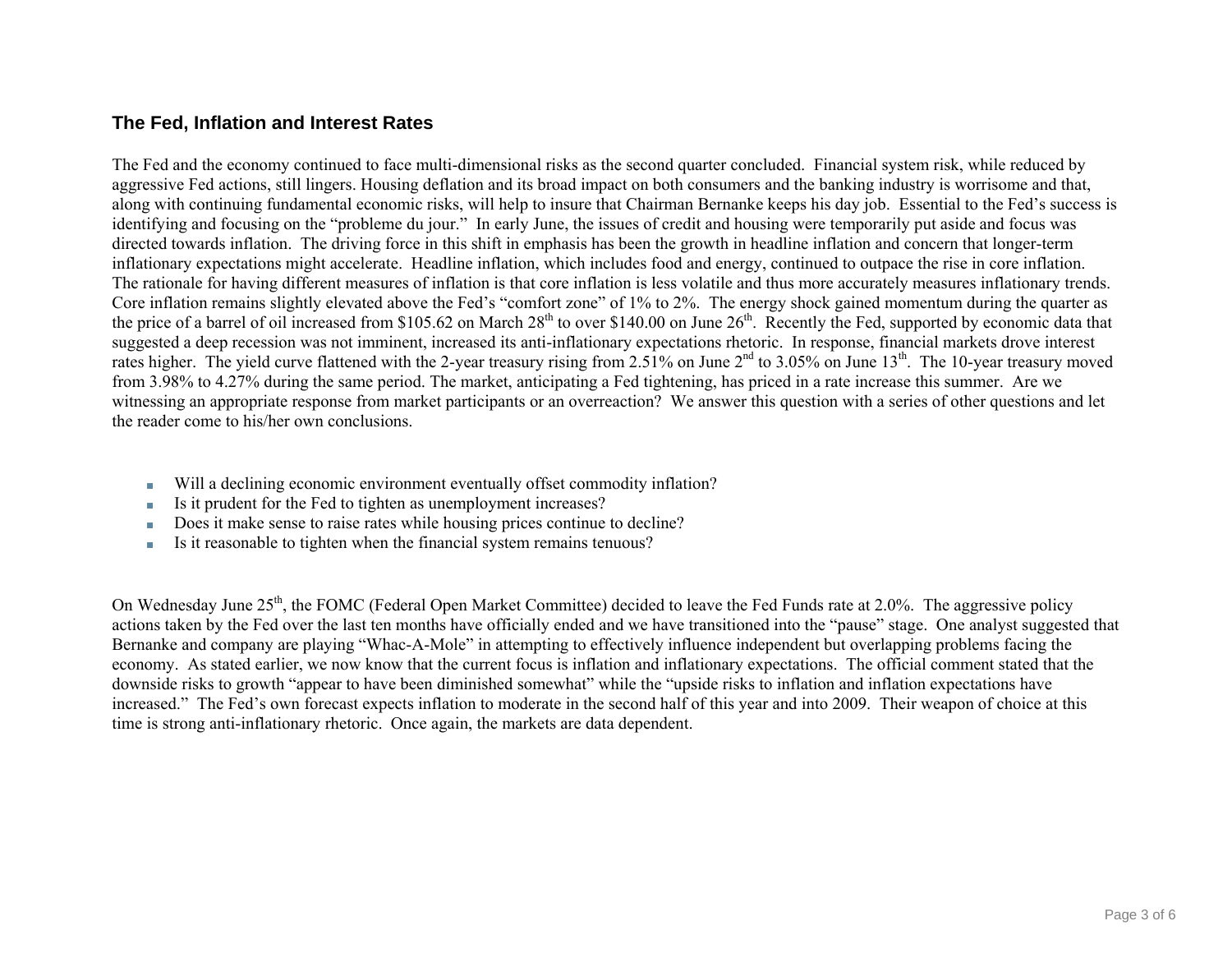## The Fed, Inflation and Interest Rates

The Fed and the economy continued to face multi-dimensional risks as the second quarter concluded. Financial system risk, while reduced by aggressive Fed actions, still lingers. Housing deflation and its broad impact on both consumers and the banking industry is worrisome and that, along with continuing fundamental economic risks, will help to insure that Chairman Bernanke keeps his day job. Essential to the Fed's success is identifying and focusing on the "probleme du jour." In early June, the issues of credit and housing were temporarily put aside and focus was directed towards inflation. The driving force in this shift in emphasis has been the growth in headline inflation and concern that longer-term inflationary expectations might accelerate. Headline inflation, which includes food and energy, continued to outpace the rise in core inflation. The rationale for having different measures of inflation is that core inflation is less volatile and thus more accurately measures inflationary trends. Core inflation remains slightly elevated above the Fed's "comfort zone" of 1% to 2%. The energy shock gained momentum during the quarter as the price of a barrel of oil increased from $105.62 on March 28th to over $140.00 on June 26th. Recently the Fed, supported by economic data that suggested a deep recession was not imminent, increased its anti-inflationary expectations rhetoric. In response, financial markets drove interest rates higher. The yield curve flattened with the 2-year treasury rising from 2.51% on June 2nd to 3.05% on June 13th. The 10-year treasury moved from 3.98% to 4.27% during the same period. The market, anticipating a Fed tightening, has priced in a rate increase this summer. Are we witnessing an appropriate response from market participants or an overreaction? We answer this question with a series of other questions and let the reader come to his/her own conclusions.

- Will a declining economic environment eventually offset commodity inflation?
- Is it prudent for the Fed to tighten as unemployment increases?
- Does it make sense to raise rates while housing prices continue to decline?
- Is it reasonable to tighten when the financial system remains tenuous?

On Wednesday June 25th, the FOMC (Federal Open Market Committee) decided to leave the Fed Funds rate at 2.0%. The aggressive policy actions taken by the Fed over the last ten months have officially ended and we have transitioned into the "pause" stage. One analyst suggested that Bernanke and company are playing "Whac-A-Mole" in attempting to effectively influence independent but overlapping problems facing the economy. As stated earlier, we now know that the current focus is inflation and inflationary expectations. The official comment stated that the downside risks to growth "appear to have been diminished somewhat" while the "upside risks to inflation and inflation expectations have increased." The Fed's own forecast expects inflation to moderate in the second half of this year and into 2009. Their weapon of choice at this time is strong anti-inflationary rhetoric. Once again, the markets are data dependent.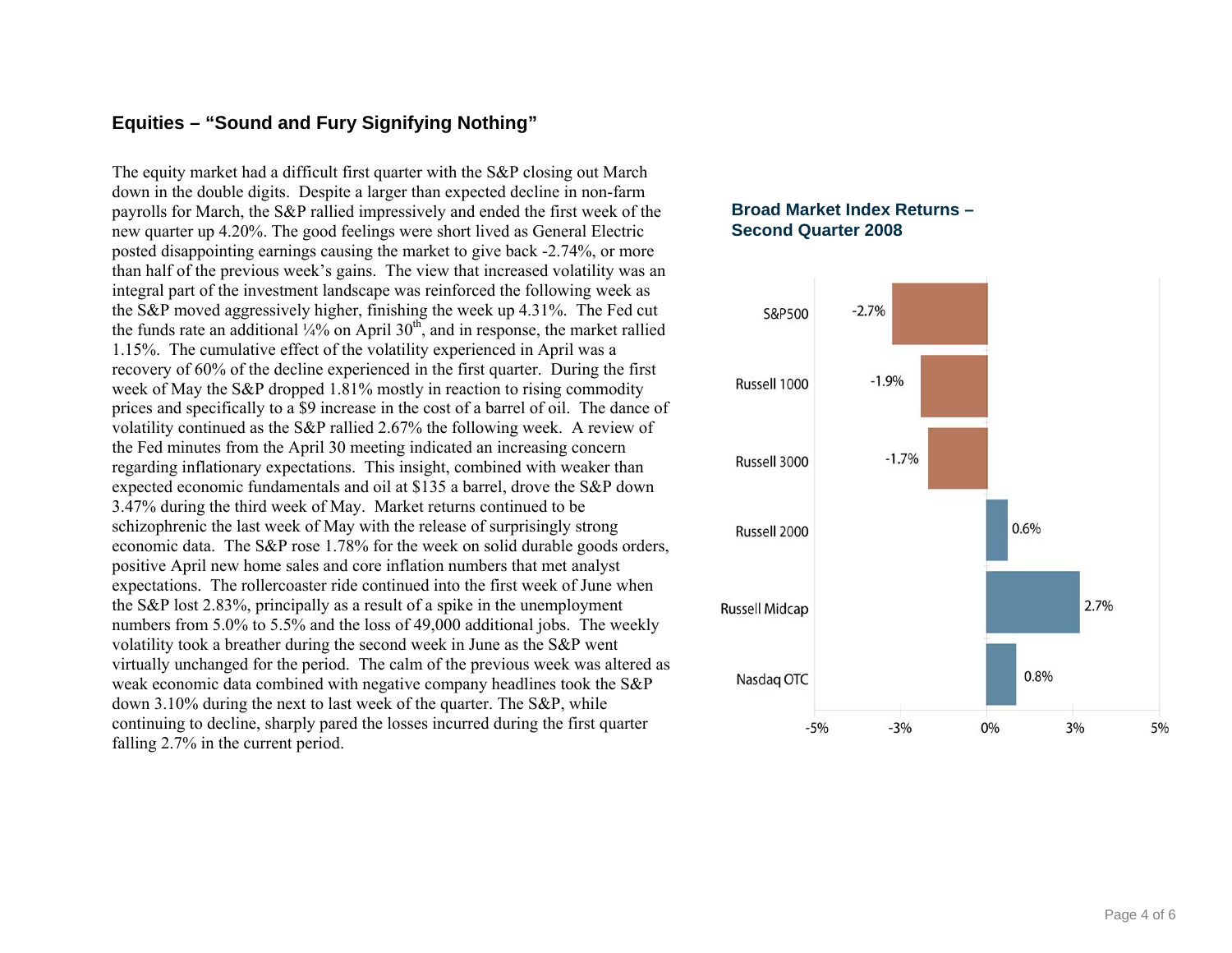## Equities – "Sound and Fury Signifying Nothing"

The equity market had a difficult first quarter with the S&P closing out March down in the double digits. Despite a larger than expected decline in non-farm payrolls for March, the S&P rallied impressively and ended the first week of the new quarter up 4.20%. The good feelings were short lived as General Electric posted disappointing earnings causing the market to give back -2.74%, or more than half of the previous week's gains. The view that increased volatility was an integral part of the investment landscape was reinforced the following week as the S&P moved aggressively higher, finishing the week up 4.31%. The Fed cut the funds rate an additional ¼% on April 30th, and in response, the market rallied 1.15%. The cumulative effect of the volatility experienced in April was a recovery of 60% of the decline experienced in the first quarter. During the first week of May the S&P dropped 1.81% mostly in reaction to rising commodity prices and specifically to a $9 increase in the cost of a barrel of oil. The dance of volatility continued as the S&P rallied 2.67% the following week. A review of the Fed minutes from the April 30 meeting indicated an increasing concern regarding inflationary expectations. This insight, combined with weaker than expected economic fundamentals and oil at $135 a barrel, drove the S&P down 3.47% during the third week of May. Market returns continued to be schizophrenic the last week of May with the release of surprisingly strong economic data. The S&P rose 1.78% for the week on solid durable goods orders, positive April new home sales and core inflation numbers that met analyst expectations. The rollercoaster ride continued into the first week of June when the S&P lost 2.83%, principally as a result of a spike in the unemployment numbers from 5.0% to 5.5% and the loss of 49,000 additional jobs. The weekly volatility took a breather during the second week in June as the S&P went virtually unchanged for the period. The calm of the previous week was altered as weak economic data combined with negative company headlines took the S&P down 3.10% during the next to last week of the quarter. The S&P, while continuing to decline, sharply pared the losses incurred during the first quarter falling 2.7% in the current period.

**Broad Market Index Returns – Second Quarter 2008**

| Index | Return |
|---|---|
| S&P500 | -2.7% |
| Russell 1000 | -1.9% |
| Russell 3000 | -1.7% |
| Russell 2000 | 0.6% |
| Russell Midcap | 2.7% |
| Nasdaq OTC | 0.8% |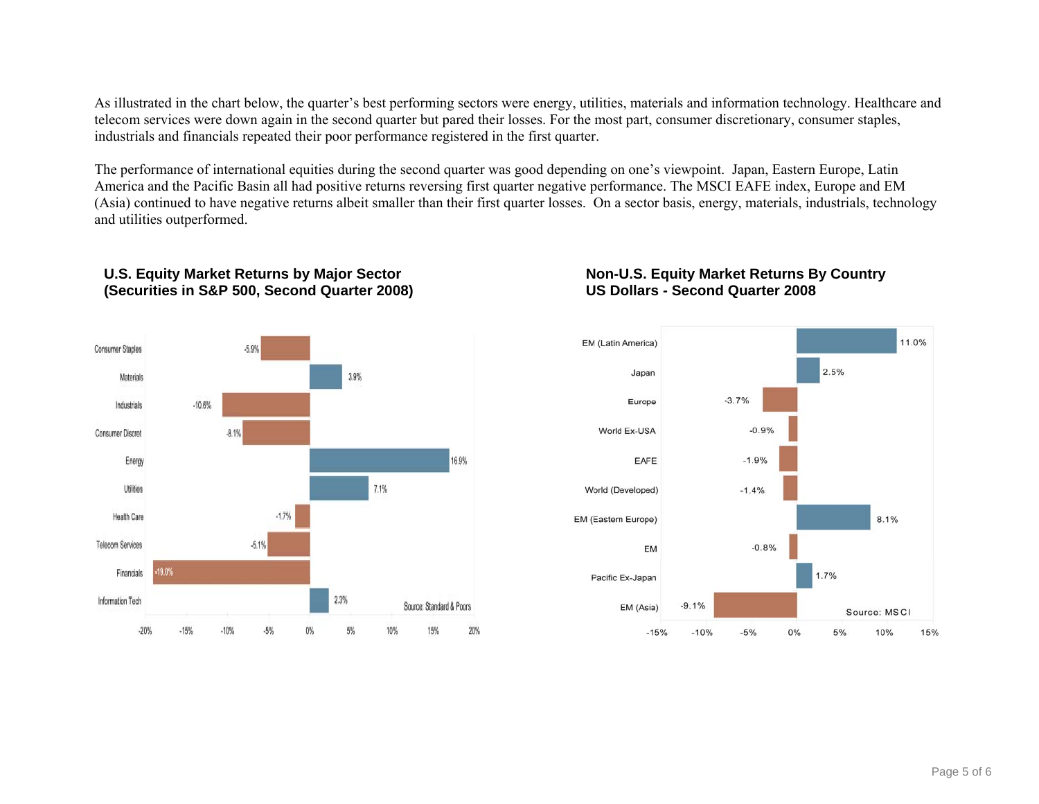As illustrated in the chart below, the quarter's best performing sectors were energy, utilities, materials and information technology. Healthcare and telecom services were down again in the second quarter but pared their losses. For the most part, consumer discretionary, consumer staples, industrials and financials repeated their poor performance registered in the first quarter.

The performance of international equities during the second quarter was good depending on one's viewpoint. Japan, Eastern Europe, Latin America and the Pacific Basin all had positive returns reversing first quarter negative performance. The MSCI EAFE index, Europe and EM (Asia) continued to have negative returns albeit smaller than their first quarter losses. On a sector basis, energy, materials, industrials, technology and utilities outperformed.

**U.S. Equity Market Returns by Major Sector (Securities in S&P 500, Second Quarter 2008)**

| Sector | Return |
|---|---|
| Consumer Staples | -5.9% |
| Materials | 3.9% |
| Industrials | -10.6% |
| Consumer Discret | -8.1% |
| Energy | 16.9% |
| Utilities | 7.1% |
| Health Care | -1.7% |
| Telecom Services | -5.1% |
| Financials | -19.0% |
| Information Tech | 2.3% |

Source: Standard & Poors

**Non-U.S. Equity Market Returns By Country US Dollars - Second Quarter 2008**

| Country/Region | Return |
|---|---|
| EM (Latin America) | 11.0% |
| Japan | 2.5% |
| Europe | -3.7% |
| World Ex-USA | -0.9% |
| EAFE | -1.9% |
| World (Developed) | -1.4% |
| EM (Eastern Europe) | 8.1% |
| EM | -0.8% |
| Pacific Ex-Japan | 1.7% |
| EM (Asia) | -9.1% |

Source: MSCI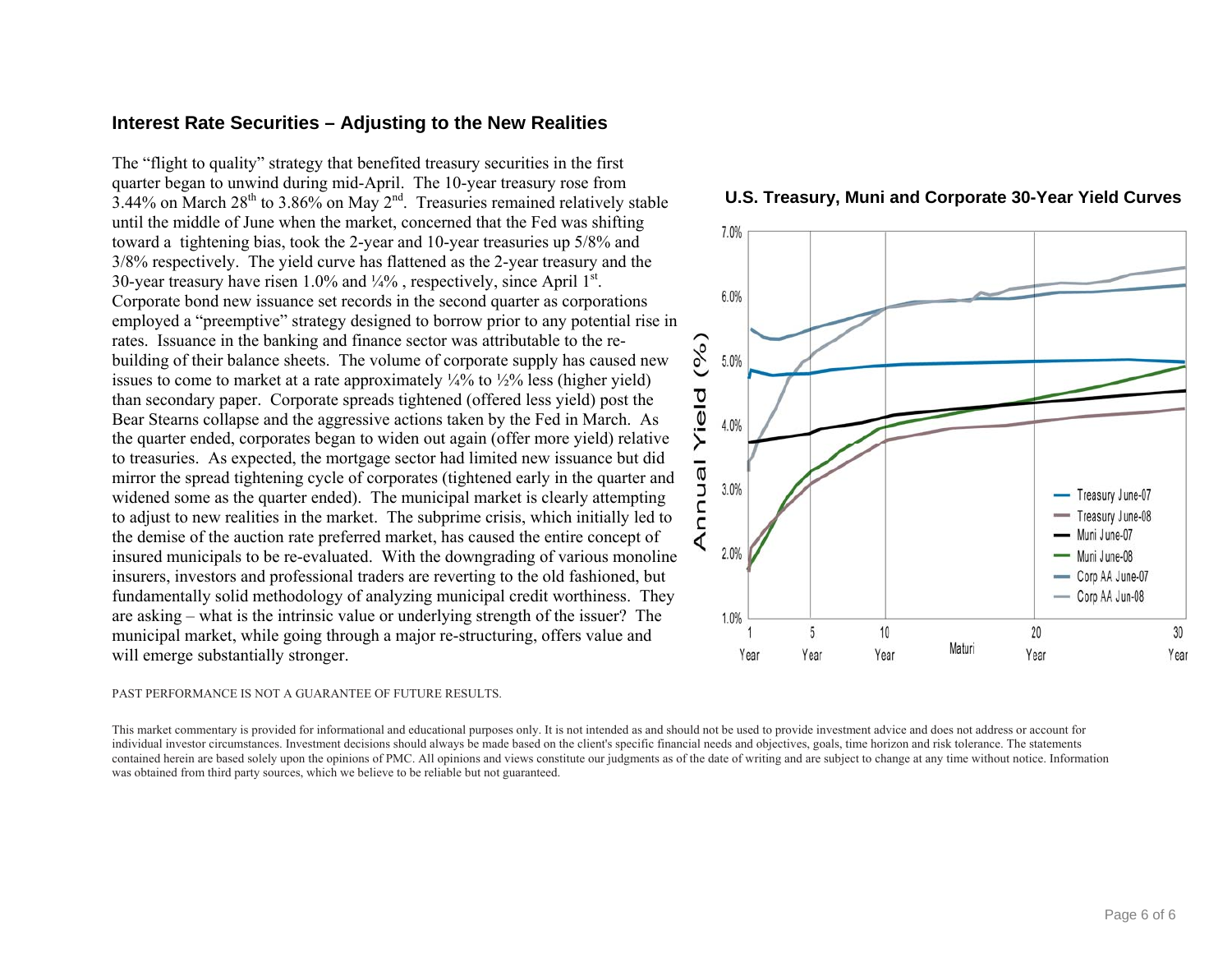## Interest Rate Securities – Adjusting to the New Realities

The "flight to quality" strategy that benefited treasury securities in the first quarter began to unwind during mid-April. The 10-year treasury rose from 3.44% on March 28th to 3.86% on May 2nd. Treasuries remained relatively stable until the middle of June when the market, concerned that the Fed was shifting toward a tightening bias, took the 2-year and 10-year treasuries up 5/8% and 3/8% respectively. The yield curve has flattened as the 2-year treasury and the 30-year treasury have risen 1.0% and ¼% , respectively, since April 1st. Corporate bond new issuance set records in the second quarter as corporations employed a "preemptive" strategy designed to borrow prior to any potential rise in rates. Issuance in the banking and finance sector was attributable to the re-building of their balance sheets. The volume of corporate supply has caused new issues to come to market at a rate approximately ¼% to ½% less (higher yield) than secondary paper. Corporate spreads tightened (offered less yield) post the Bear Stearns collapse and the aggressive actions taken by the Fed in March. As the quarter ended, corporates began to widen out again (offer more yield) relative to treasuries. As expected, the mortgage sector had limited new issuance but did mirror the spread tightening cycle of corporates (tightened early in the quarter and widened some as the quarter ended). The municipal market is clearly attempting to adjust to new realities in the market. The subprime crisis, which initially led to the demise of the auction rate preferred market, has caused the entire concept of insured municipals to be re-evaluated. With the downgrading of various monoline insurers, investors and professional traders are reverting to the old fashioned, but fundamentally solid methodology of analyzing municipal credit worthiness. They are asking – what is the intrinsic value or underlying strength of the issuer? The municipal market, while going through a major re-structuring, offers value and will emerge substantially stronger.

**U.S. Treasury, Muni and Corporate 30-Year Yield Curves**

Annual Yield (%)

7.0%
6.0%
5.0%
4.0%
3.0%
2.0%
1.0%

1 Year
5 Year
10 Year
Maturi
20 Year
30 Year

Treasury June-07
Treasury June-08
Muni June-07
Muni June-08
Corp AA June-07
Corp AA Jun-08

PAST PERFORMANCE IS NOT A GUARANTEE OF FUTURE RESULTS.

This market commentary is provided for informational and educational purposes only. It is not intended as and should not be used to provide investment advice and does not address or account for individual investor circumstances. Investment decisions should always be made based on the client's specific financial needs and objectives, goals, time horizon and risk tolerance. The statements contained herein are based solely upon the opinions of PMC. All opinions and views constitute our judgments as of the date of writing and are subject to change at any time without notice. Information was obtained from third party sources, which we believe to be reliable but not guaranteed.